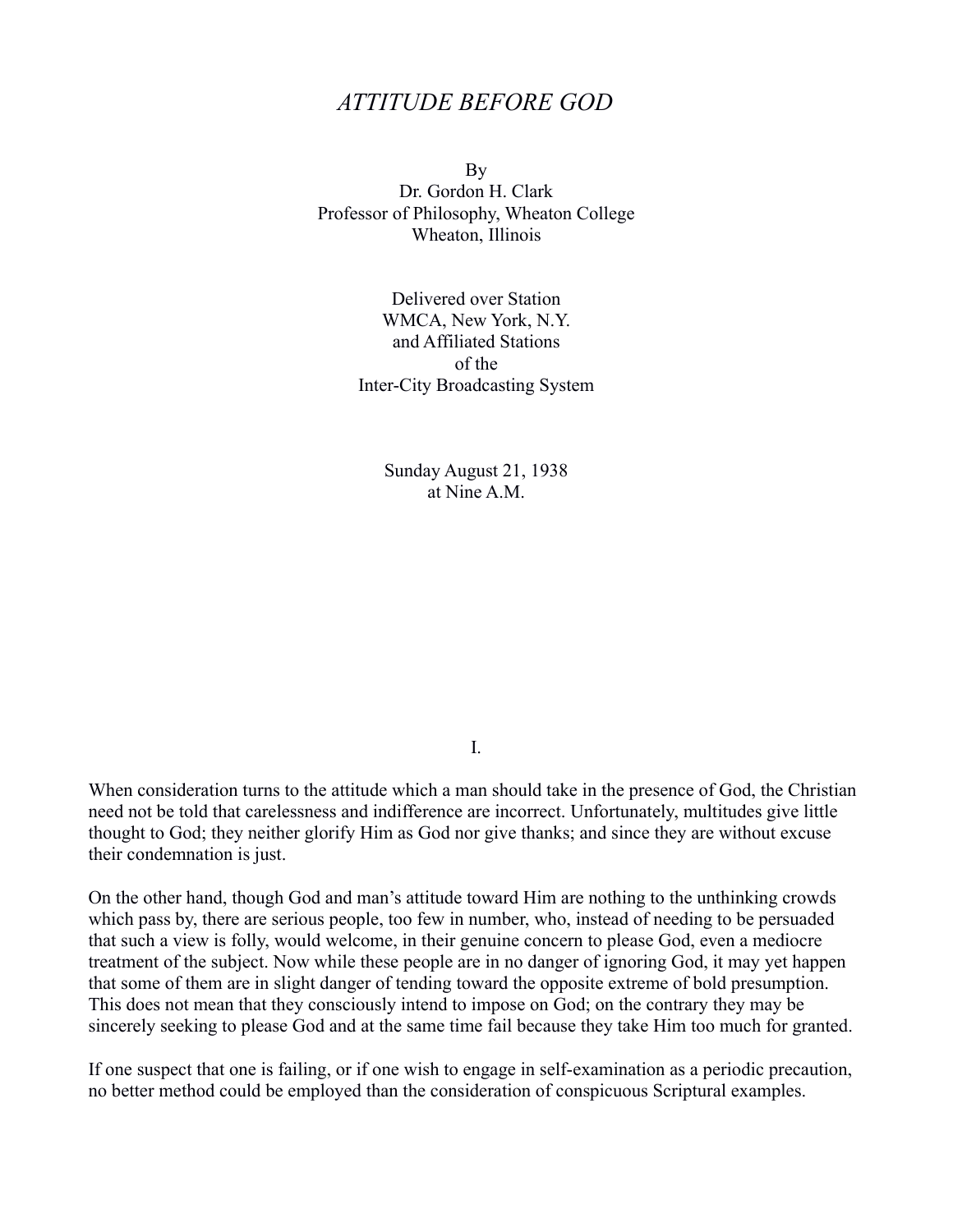# *ATTITUDE BEFORE GOD*

By
Dr. Gordon H. Clark
Professor of Philosophy, Wheaton College
Wheaton, Illinois

Delivered over Station
WMCA, New York, N.Y.
and Affiliated Stations
of the
Inter-City Broadcasting System

Sunday August 21, 1938
at Nine A.M.

## I.

When consideration turns to the attitude which a man should take in the presence of God, the Christian need not be told that carelessness and indifference are incorrect. Unfortunately, multitudes give little thought to God; they neither glorify Him as God nor give thanks; and since they are without excuse their condemnation is just.

On the other hand, though God and man's attitude toward Him are nothing to the unthinking crowds which pass by, there are serious people, too few in number, who, instead of needing to be persuaded that such a view is folly, would welcome, in their genuine concern to please God, even a mediocre treatment of the subject. Now while these people are in no danger of ignoring God, it may yet happen that some of them are in slight danger of tending toward the opposite extreme of bold presumption. This does not mean that they consciously intend to impose on God; on the contrary they may be sincerely seeking to please God and at the same time fail because they take Him too much for granted.

If one suspect that one is failing, or if one wish to engage in self-examination as a periodic precaution, no better method could be employed than the consideration of conspicuous Scriptural examples.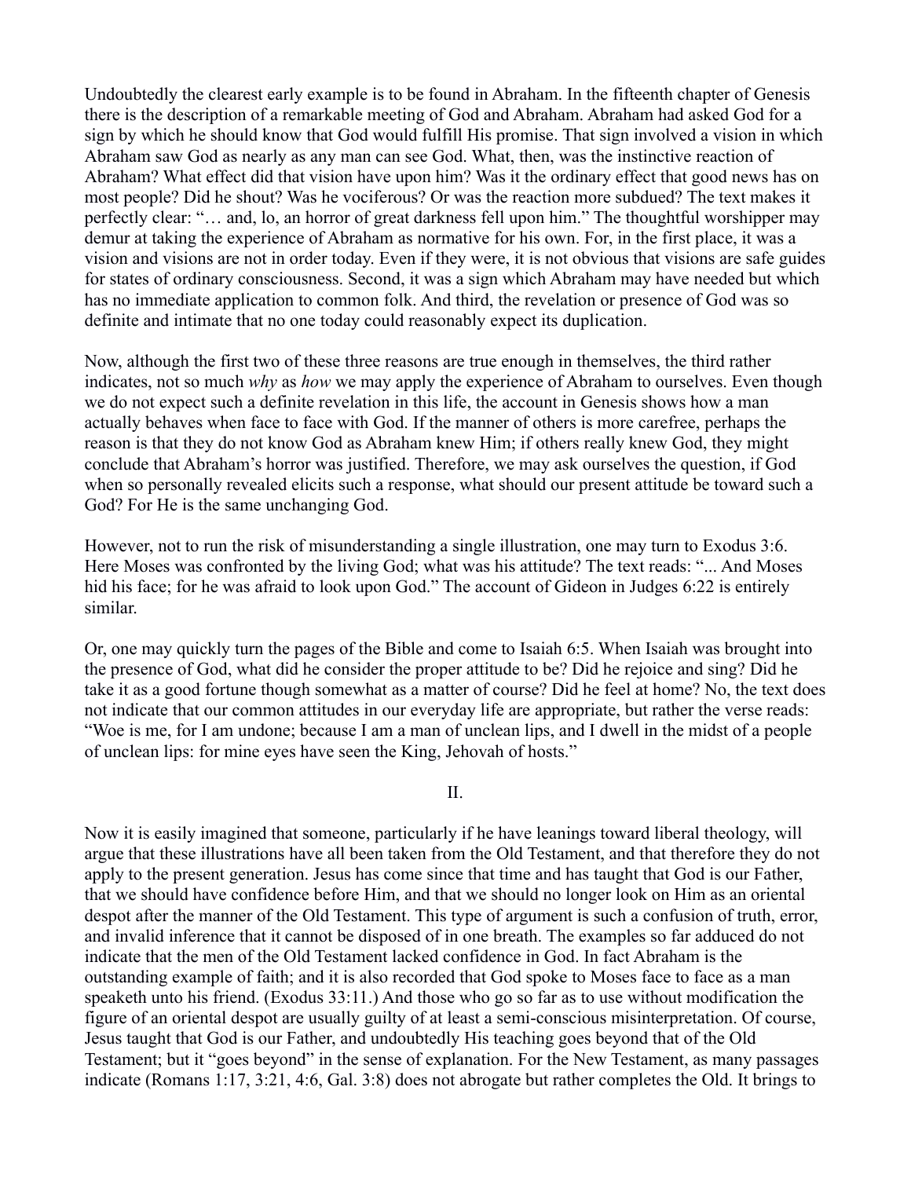Undoubtedly the clearest early example is to be found in Abraham. In the fifteenth chapter of Genesis there is the description of a remarkable meeting of God and Abraham. Abraham had asked God for a sign by which he should know that God would fulfill His promise. That sign involved a vision in which Abraham saw God as nearly as any man can see God. What, then, was the instinctive reaction of Abraham? What effect did that vision have upon him? Was it the ordinary effect that good news has on most people? Did he shout? Was he vociferous? Or was the reaction more subdued? The text makes it perfectly clear: "… and, lo, an horror of great darkness fell upon him." The thoughtful worshipper may demur at taking the experience of Abraham as normative for his own. For, in the first place, it was a vision and visions are not in order today. Even if they were, it is not obvious that visions are safe guides for states of ordinary consciousness. Second, it was a sign which Abraham may have needed but which has no immediate application to common folk. And third, the revelation or presence of God was so definite and intimate that no one today could reasonably expect its duplication.

Now, although the first two of these three reasons are true enough in themselves, the third rather indicates, not so much *why* as *how* we may apply the experience of Abraham to ourselves. Even though we do not expect such a definite revelation in this life, the account in Genesis shows how a man actually behaves when face to face with God. If the manner of others is more carefree, perhaps the reason is that they do not know God as Abraham knew Him; if others really knew God, they might conclude that Abraham's horror was justified. Therefore, we may ask ourselves the question, if God when so personally revealed elicits such a response, what should our present attitude be toward such a God? For He is the same unchanging God.

However, not to run the risk of misunderstanding a single illustration, one may turn to Exodus 3:6. Here Moses was confronted by the living God; what was his attitude? The text reads: "... And Moses hid his face; for he was afraid to look upon God." The account of Gideon in Judges 6:22 is entirely similar.

Or, one may quickly turn the pages of the Bible and come to Isaiah 6:5. When Isaiah was brought into the presence of God, what did he consider the proper attitude to be? Did he rejoice and sing? Did he take it as a good fortune though somewhat as a matter of course? Did he feel at home? No, the text does not indicate that our common attitudes in our everyday life are appropriate, but rather the verse reads: "Woe is me, for I am undone; because I am a man of unclean lips, and I dwell in the midst of a people of unclean lips: for mine eyes have seen the King, Jehovah of hosts."

## II.

Now it is easily imagined that someone, particularly if he have leanings toward liberal theology, will argue that these illustrations have all been taken from the Old Testament, and that therefore they do not apply to the present generation. Jesus has come since that time and has taught that God is our Father, that we should have confidence before Him, and that we should no longer look on Him as an oriental despot after the manner of the Old Testament. This type of argument is such a confusion of truth, error, and invalid inference that it cannot be disposed of in one breath. The examples so far adduced do not indicate that the men of the Old Testament lacked confidence in God. In fact Abraham is the outstanding example of faith; and it is also recorded that God spoke to Moses face to face as a man speaketh unto his friend. (Exodus 33:11.) And those who go so far as to use without modification the figure of an oriental despot are usually guilty of at least a semi-conscious misinterpretation. Of course, Jesus taught that God is our Father, and undoubtedly His teaching goes beyond that of the Old Testament; but it "goes beyond" in the sense of explanation. For the New Testament, as many passages indicate (Romans 1:17, 3:21, 4:6, Gal. 3:8) does not abrogate but rather completes the Old. It brings to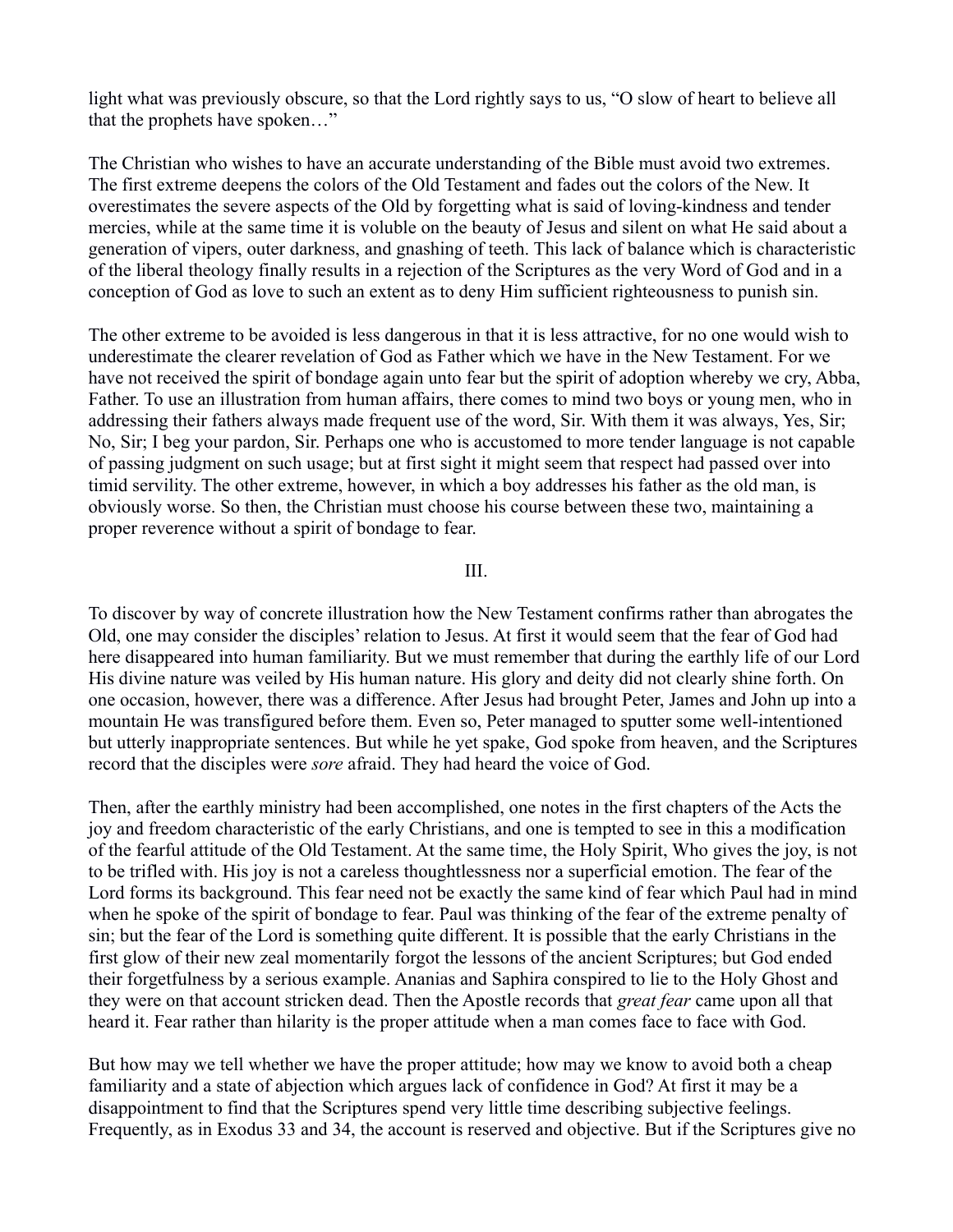light what was previously obscure, so that the Lord rightly says to us, “O slow of heart to believe all that the prophets have spoken…”

The Christian who wishes to have an accurate understanding of the Bible must avoid two extremes. The first extreme deepens the colors of the Old Testament and fades out the colors of the New. It overestimates the severe aspects of the Old by forgetting what is said of loving-kindness and tender mercies, while at the same time it is voluble on the beauty of Jesus and silent on what He said about a generation of vipers, outer darkness, and gnashing of teeth. This lack of balance which is characteristic of the liberal theology finally results in a rejection of the Scriptures as the very Word of God and in a conception of God as love to such an extent as to deny Him sufficient righteousness to punish sin.

The other extreme to be avoided is less dangerous in that it is less attractive, for no one would wish to underestimate the clearer revelation of God as Father which we have in the New Testament. For we have not received the spirit of bondage again unto fear but the spirit of adoption whereby we cry, Abba, Father. To use an illustration from human affairs, there comes to mind two boys or young men, who in addressing their fathers always made frequent use of the word, Sir. With them it was always, Yes, Sir; No, Sir; I beg your pardon, Sir. Perhaps one who is accustomed to more tender language is not capable of passing judgment on such usage; but at first sight it might seem that respect had passed over into timid servility. The other extreme, however, in which a boy addresses his father as the old man, is obviously worse. So then, the Christian must choose his course between these two, maintaining a proper reverence without a spirit of bondage to fear.

## III.

To discover by way of concrete illustration how the New Testament confirms rather than abrogates the Old, one may consider the disciples’ relation to Jesus. At first it would seem that the fear of God had here disappeared into human familiarity. But we must remember that during the earthly life of our Lord His divine nature was veiled by His human nature. His glory and deity did not clearly shine forth. On one occasion, however, there was a difference. After Jesus had brought Peter, James and John up into a mountain He was transfigured before them. Even so, Peter managed to sputter some well-intentioned but utterly inappropriate sentences. But while he yet spake, God spoke from heaven, and the Scriptures record that the disciples were *sore* afraid. They had heard the voice of God.

Then, after the earthly ministry had been accomplished, one notes in the first chapters of the Acts the joy and freedom characteristic of the early Christians, and one is tempted to see in this a modification of the fearful attitude of the Old Testament. At the same time, the Holy Spirit, Who gives the joy, is not to be trifled with. His joy is not a careless thoughtlessness nor a superficial emotion. The fear of the Lord forms its background. This fear need not be exactly the same kind of fear which Paul had in mind when he spoke of the spirit of bondage to fear. Paul was thinking of the fear of the extreme penalty of sin; but the fear of the Lord is something quite different. It is possible that the early Christians in the first glow of their new zeal momentarily forgot the lessons of the ancient Scriptures; but God ended their forgetfulness by a serious example. Ananias and Saphira conspired to lie to the Holy Ghost and they were on that account stricken dead. Then the Apostle records that *great fear* came upon all that heard it. Fear rather than hilarity is the proper attitude when a man comes face to face with God.

But how may we tell whether we have the proper attitude; how may we know to avoid both a cheap familiarity and a state of abjection which argues lack of confidence in God? At first it may be a disappointment to find that the Scriptures spend very little time describing subjective feelings. Frequently, as in Exodus 33 and 34, the account is reserved and objective. But if the Scriptures give no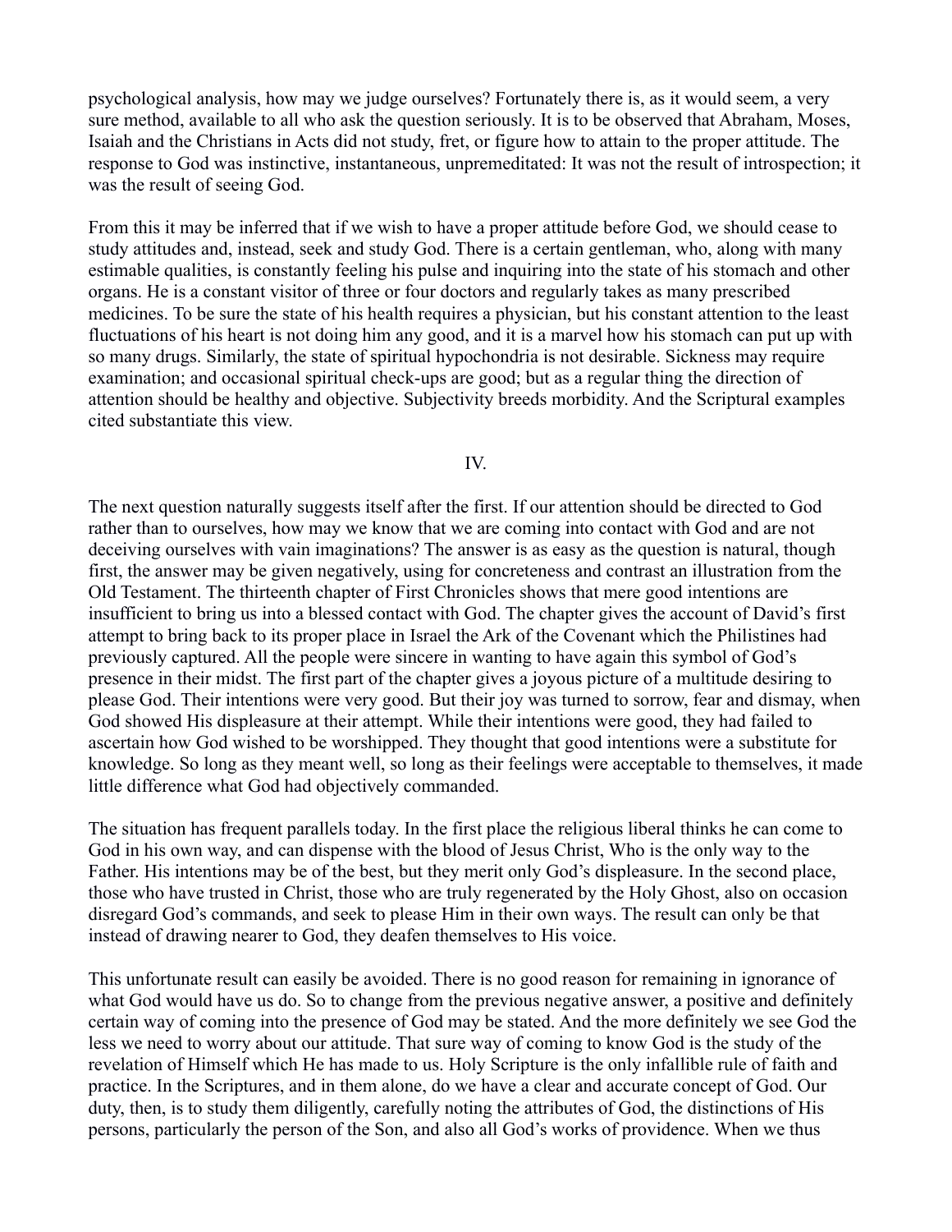psychological analysis, how may we judge ourselves? Fortunately there is, as it would seem, a very sure method, available to all who ask the question seriously. It is to be observed that Abraham, Moses, Isaiah and the Christians in Acts did not study, fret, or figure how to attain to the proper attitude. The response to God was instinctive, instantaneous, unpremeditated: It was not the result of introspection; it was the result of seeing God.

From this it may be inferred that if we wish to have a proper attitude before God, we should cease to study attitudes and, instead, seek and study God. There is a certain gentleman, who, along with many estimable qualities, is constantly feeling his pulse and inquiring into the state of his stomach and other organs. He is a constant visitor of three or four doctors and regularly takes as many prescribed medicines. To be sure the state of his health requires a physician, but his constant attention to the least fluctuations of his heart is not doing him any good, and it is a marvel how his stomach can put up with so many drugs. Similarly, the state of spiritual hypochondria is not desirable. Sickness may require examination; and occasional spiritual check-ups are good; but as a regular thing the direction of attention should be healthy and objective. Subjectivity breeds morbidity. And the Scriptural examples cited substantiate this view.

## IV.

The next question naturally suggests itself after the first. If our attention should be directed to God rather than to ourselves, how may we know that we are coming into contact with God and are not deceiving ourselves with vain imaginations? The answer is as easy as the question is natural, though first, the answer may be given negatively, using for concreteness and contrast an illustration from the Old Testament. The thirteenth chapter of First Chronicles shows that mere good intentions are insufficient to bring us into a blessed contact with God. The chapter gives the account of David's first attempt to bring back to its proper place in Israel the Ark of the Covenant which the Philistines had previously captured. All the people were sincere in wanting to have again this symbol of God's presence in their midst. The first part of the chapter gives a joyous picture of a multitude desiring to please God. Their intentions were very good. But their joy was turned to sorrow, fear and dismay, when God showed His displeasure at their attempt. While their intentions were good, they had failed to ascertain how God wished to be worshipped. They thought that good intentions were a substitute for knowledge. So long as they meant well, so long as their feelings were acceptable to themselves, it made little difference what God had objectively commanded.

The situation has frequent parallels today. In the first place the religious liberal thinks he can come to God in his own way, and can dispense with the blood of Jesus Christ, Who is the only way to the Father. His intentions may be of the best, but they merit only God's displeasure. In the second place, those who have trusted in Christ, those who are truly regenerated by the Holy Ghost, also on occasion disregard God's commands, and seek to please Him in their own ways. The result can only be that instead of drawing nearer to God, they deafen themselves to His voice.

This unfortunate result can easily be avoided. There is no good reason for remaining in ignorance of what God would have us do. So to change from the previous negative answer, a positive and definitely certain way of coming into the presence of God may be stated. And the more definitely we see God the less we need to worry about our attitude. That sure way of coming to know God is the study of the revelation of Himself which He has made to us. Holy Scripture is the only infallible rule of faith and practice. In the Scriptures, and in them alone, do we have a clear and accurate concept of God. Our duty, then, is to study them diligently, carefully noting the attributes of God, the distinctions of His persons, particularly the person of the Son, and also all God's works of providence. When we thus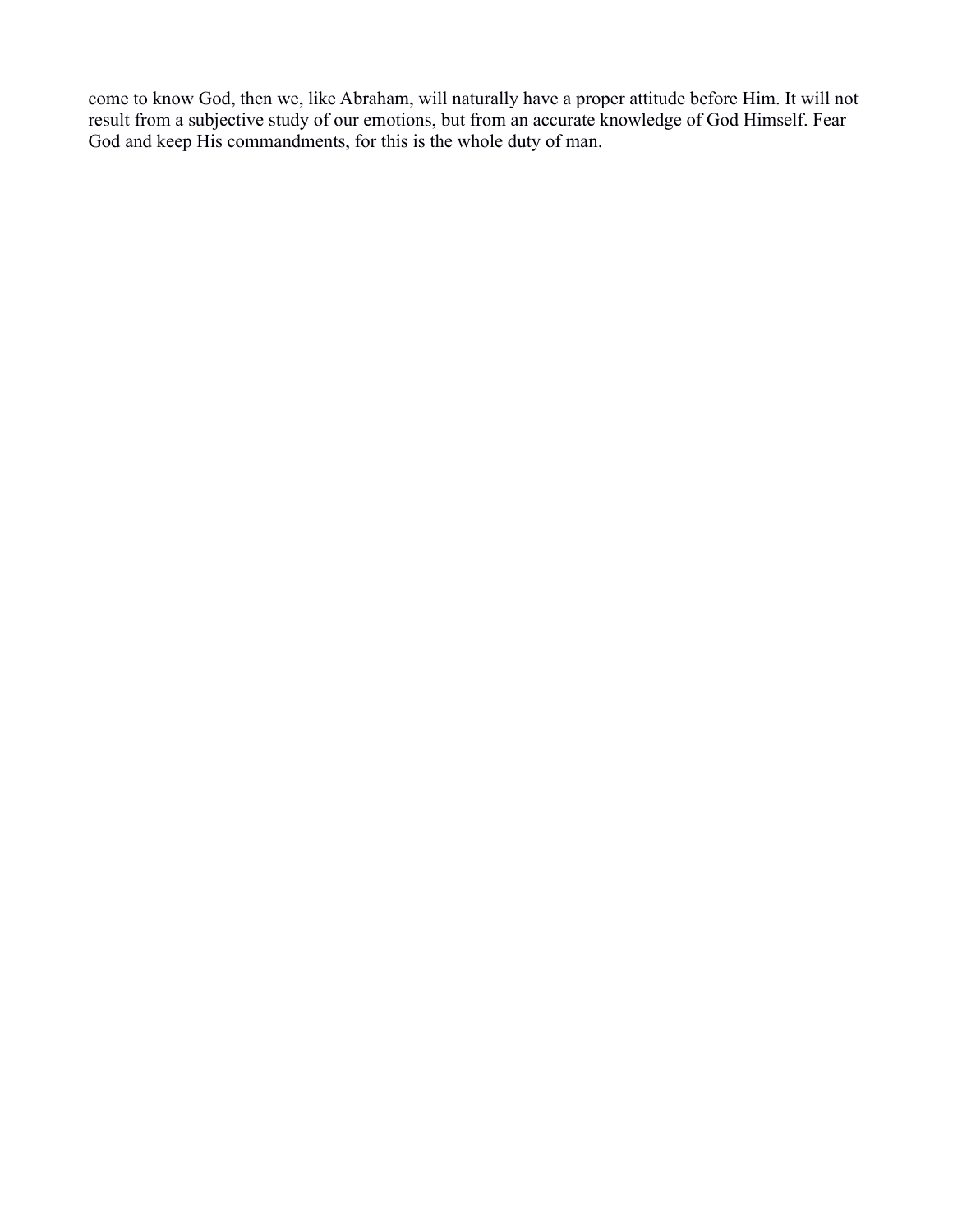come to know God, then we, like Abraham, will naturally have a proper attitude before Him. It will not result from a subjective study of our emotions, but from an accurate knowledge of God Himself. Fear God and keep His commandments, for this is the whole duty of man.